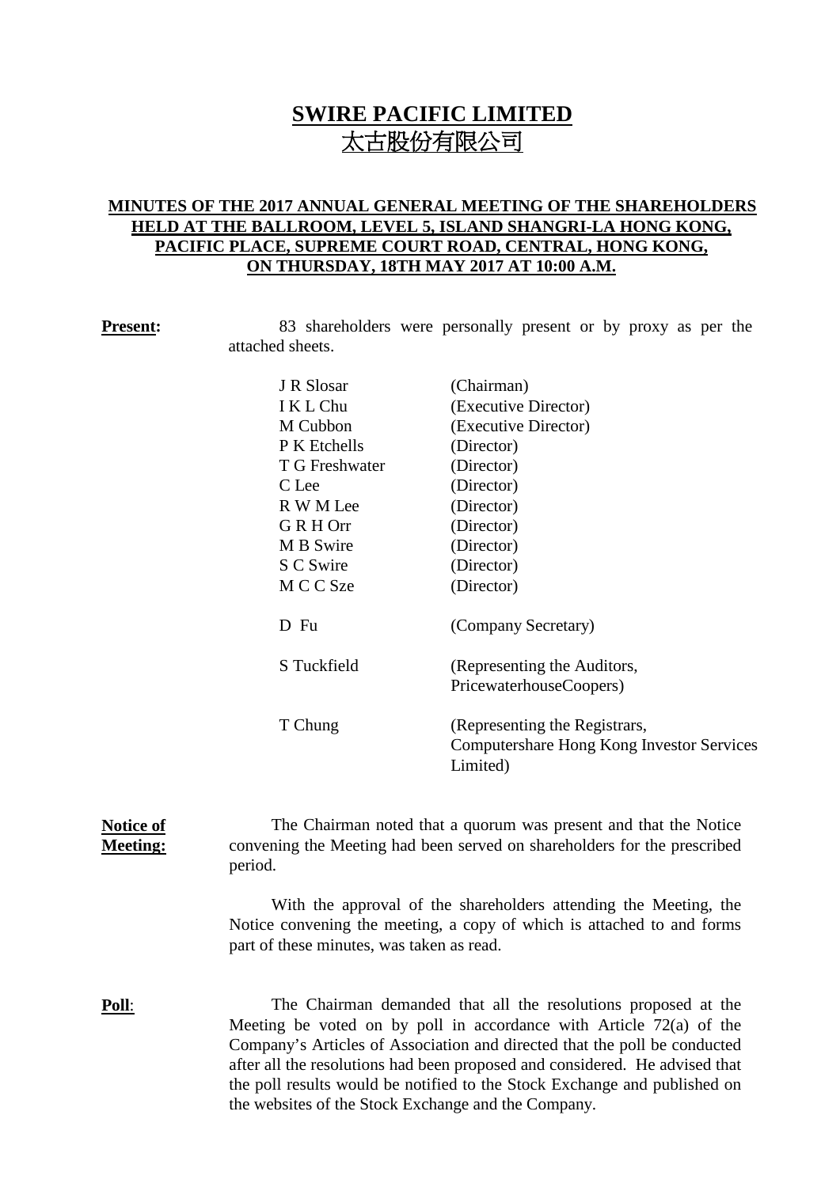# SWIRE PACIFIC LIMITED
# 太古股份有限公司

## MINUTES OF THE 2017 ANNUAL GENERAL MEETING OF THE SHAREHOLDERS HELD AT THE BALLROOM, LEVEL 5, ISLAND SHANGRI-LA HONG KONG, PACIFIC PLACE, SUPREME COURT ROAD, CENTRAL, HONG KONG, ON THURSDAY, 18TH MAY 2017 AT 10:00 A.M.

**Present:**

83 shareholders were personally present or by proxy as per the attached sheets.

| | |
|---|---|
| J R Slosar | (Chairman) |
| I K L Chu | (Executive Director) |
| M Cubbon | (Executive Director) |
| P K Etchells | (Director) |
| T G Freshwater | (Director) |
| C Lee | (Director) |
| R W M Lee | (Director) |
| G R H Orr | (Director) |
| M B Swire | (Director) |
| S C Swire | (Director) |
| M C C Sze | (Director) |
| D Fu | (Company Secretary) |
| S Tuckfield | (Representing the Auditors, PricewaterhouseCoopers) |
| T Chung | (Representing the Registrars, Computershare Hong Kong Investor Services Limited) |

**Notice of Meeting:**

The Chairman noted that a quorum was present and that the Notice convening the Meeting had been served on shareholders for the prescribed period.

With the approval of the shareholders attending the Meeting, the Notice convening the meeting, a copy of which is attached to and forms part of these minutes, was taken as read.

**Poll:**

The Chairman demanded that all the resolutions proposed at the Meeting be voted on by poll in accordance with Article 72(a) of the Company's Articles of Association and directed that the poll be conducted after all the resolutions had been proposed and considered. He advised that the poll results would be notified to the Stock Exchange and published on the websites of the Stock Exchange and the Company.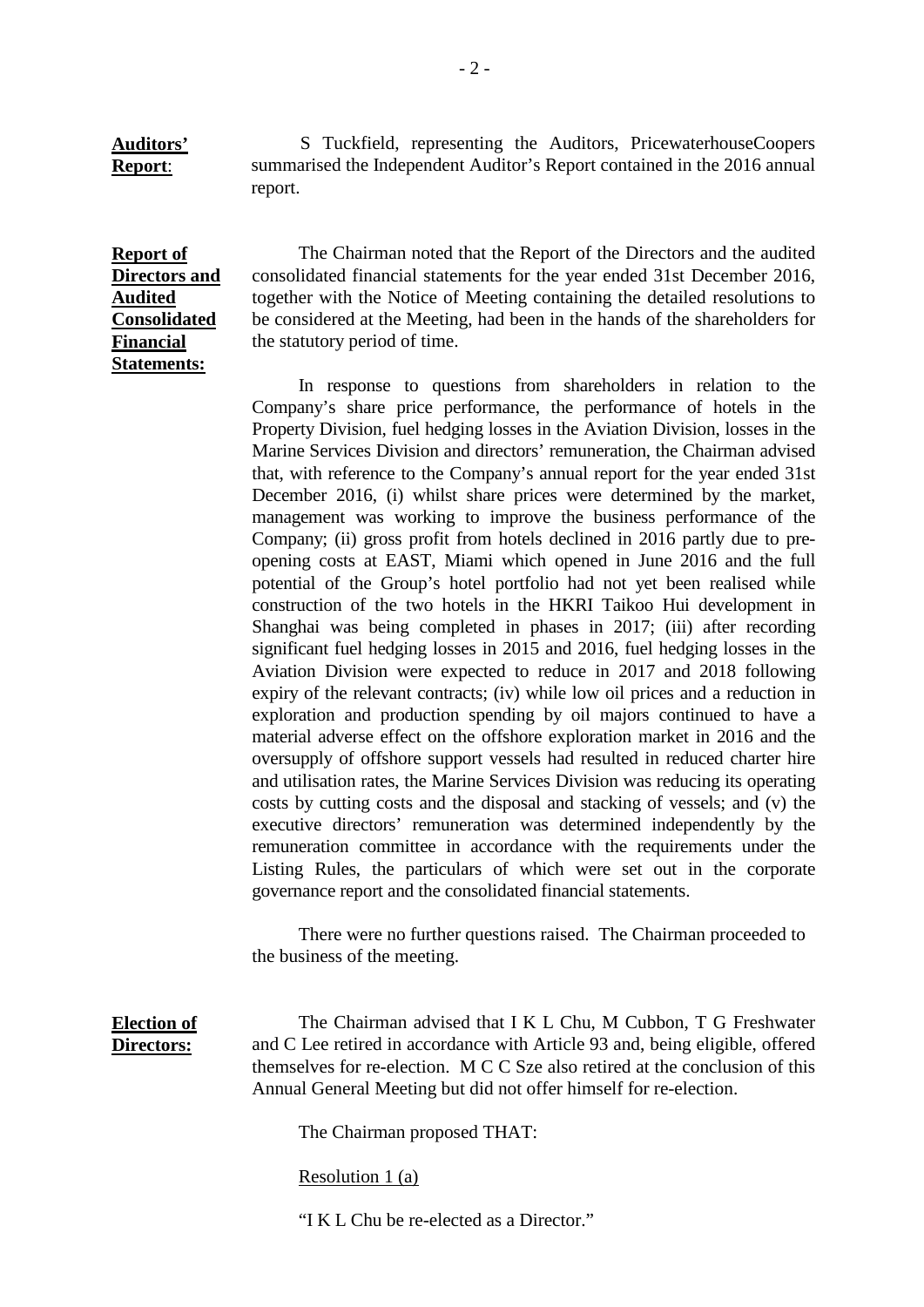**Auditors' Report:**

S Tuckfield, representing the Auditors, PricewaterhouseCoopers summarised the Independent Auditor's Report contained in the 2016 annual report.

**Report of Directors and Audited Consolidated Financial Statements:**

The Chairman noted that the Report of the Directors and the audited consolidated financial statements for the year ended 31st December 2016, together with the Notice of Meeting containing the detailed resolutions to be considered at the Meeting, had been in the hands of the shareholders for the statutory period of time.

In response to questions from shareholders in relation to the Company's share price performance, the performance of hotels in the Property Division, fuel hedging losses in the Aviation Division, losses in the Marine Services Division and directors' remuneration, the Chairman advised that, with reference to the Company's annual report for the year ended 31st December 2016, (i) whilst share prices were determined by the market, management was working to improve the business performance of the Company; (ii) gross profit from hotels declined in 2016 partly due to pre-opening costs at EAST, Miami which opened in June 2016 and the full potential of the Group's hotel portfolio had not yet been realised while construction of the two hotels in the HKRI Taikoo Hui development in Shanghai was being completed in phases in 2017; (iii) after recording significant fuel hedging losses in 2015 and 2016, fuel hedging losses in the Aviation Division were expected to reduce in 2017 and 2018 following expiry of the relevant contracts; (iv) while low oil prices and a reduction in exploration and production spending by oil majors continued to have a material adverse effect on the offshore exploration market in 2016 and the oversupply of offshore support vessels had resulted in reduced charter hire and utilisation rates, the Marine Services Division was reducing its operating costs by cutting costs and the disposal and stacking of vessels; and (v) the executive directors' remuneration was determined independently by the remuneration committee in accordance with the requirements under the Listing Rules, the particulars of which were set out in the corporate governance report and the consolidated financial statements.

There were no further questions raised. The Chairman proceeded to the business of the meeting.

**Election of Directors:**

The Chairman advised that I K L Chu, M Cubbon, T G Freshwater and C Lee retired in accordance with Article 93 and, being eligible, offered themselves for re-election. M C C Sze also retired at the conclusion of this Annual General Meeting but did not offer himself for re-election.

The Chairman proposed THAT:

Resolution 1 (a)

"I K L Chu be re-elected as a Director."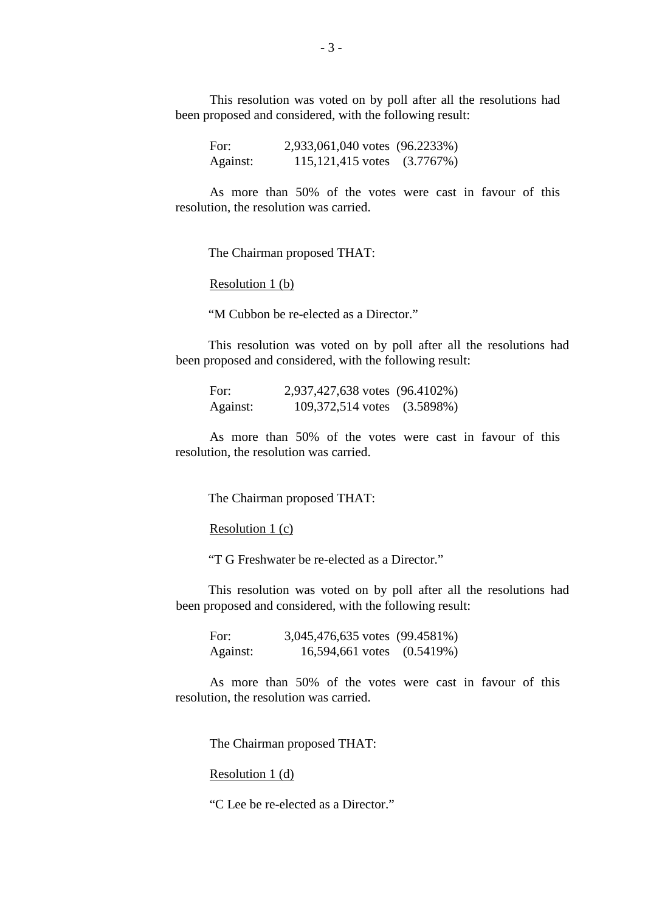This resolution was voted on by poll after all the resolutions had been proposed and considered, with the following result:

| | | |
|---|---|---|
| For: | 2,933,061,040 votes | (96.2233%) |
| Against: | 115,121,415 votes | (3.7767%) |

As more than 50% of the votes were cast in favour of this resolution, the resolution was carried.

The Chairman proposed THAT:

Resolution 1 (b)

"M Cubbon be re-elected as a Director."

This resolution was voted on by poll after all the resolutions had been proposed and considered, with the following result:

| | | |
|---|---|---|
| For: | 2,937,427,638 votes | (96.4102%) |
| Against: | 109,372,514 votes | (3.5898%) |

As more than 50% of the votes were cast in favour of this resolution, the resolution was carried.

The Chairman proposed THAT:

Resolution 1 (c)

"T G Freshwater be re-elected as a Director."

This resolution was voted on by poll after all the resolutions had been proposed and considered, with the following result:

| | | |
|---|---|---|
| For: | 3,045,476,635 votes | (99.4581%) |
| Against: | 16,594,661 votes | (0.5419%) |

As more than 50% of the votes were cast in favour of this resolution, the resolution was carried.

The Chairman proposed THAT:

Resolution 1 (d)

"C Lee be re-elected as a Director."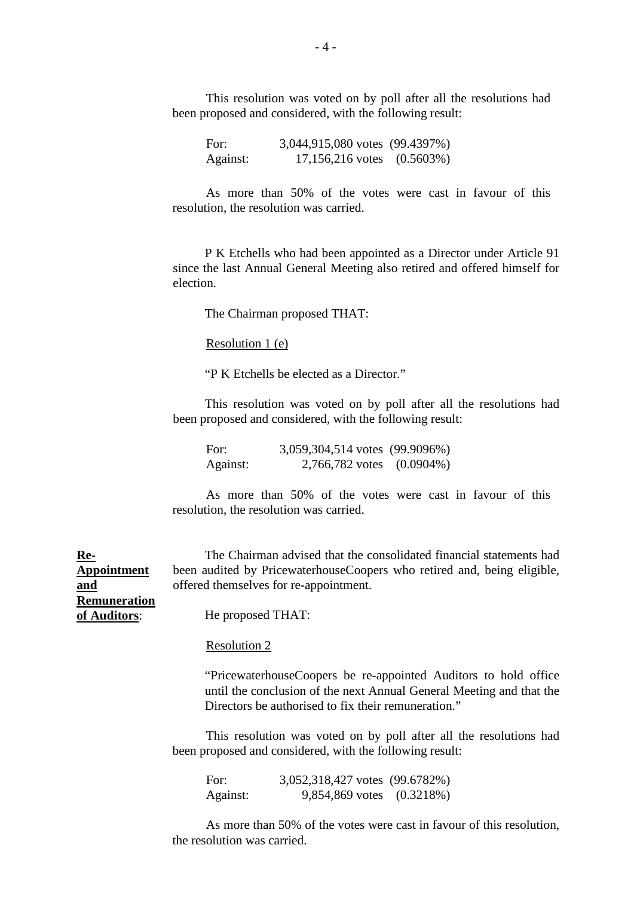This resolution was voted on by poll after all the resolutions had been proposed and considered, with the following result:

| | | |
|---|---|---|
| For: | 3,044,915,080 votes | (99.4397%) |
| Against: | 17,156,216 votes | (0.5603%) |

As more than 50% of the votes were cast in favour of this resolution, the resolution was carried.

P K Etchells who had been appointed as a Director under Article 91 since the last Annual General Meeting also retired and offered himself for election.

The Chairman proposed THAT:

Resolution 1 (e)

"P K Etchells be elected as a Director."

This resolution was voted on by poll after all the resolutions had been proposed and considered, with the following result:

| | | |
|---|---|---|
| For: | 3,059,304,514 votes | (99.9096%) |
| Against: | 2,766,782 votes | (0.0904%) |

As more than 50% of the votes were cast in favour of this resolution, the resolution was carried.

**Re-Appointment and Remuneration of Auditors**:

The Chairman advised that the consolidated financial statements had been audited by PricewaterhouseCoopers who retired and, being eligible, offered themselves for re-appointment.

He proposed THAT:

Resolution 2

"PricewaterhouseCoopers be re-appointed Auditors to hold office until the conclusion of the next Annual General Meeting and that the Directors be authorised to fix their remuneration."

This resolution was voted on by poll after all the resolutions had been proposed and considered, with the following result:

| | | |
|---|---|---|
| For: | 3,052,318,427 votes | (99.6782%) |
| Against: | 9,854,869 votes | (0.3218%) |

As more than 50% of the votes were cast in favour of this resolution, the resolution was carried.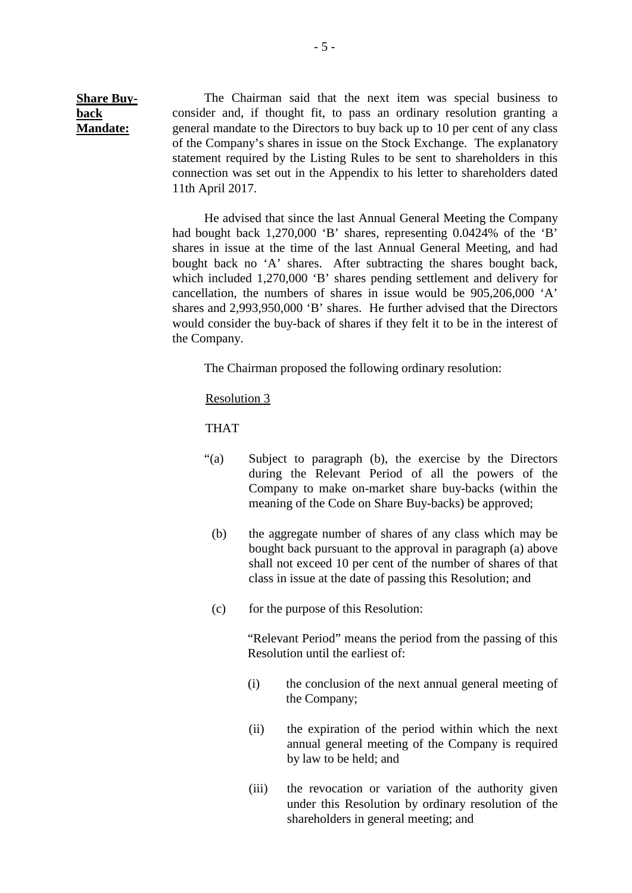**Share Buy-back Mandate:**

The Chairman said that the next item was special business to consider and, if thought fit, to pass an ordinary resolution granting a general mandate to the Directors to buy back up to 10 per cent of any class of the Company's shares in issue on the Stock Exchange. The explanatory statement required by the Listing Rules to be sent to shareholders in this connection was set out in the Appendix to his letter to shareholders dated 11th April 2017.

He advised that since the last Annual General Meeting the Company had bought back 1,270,000 'B' shares, representing 0.0424% of the 'B' shares in issue at the time of the last Annual General Meeting, and had bought back no 'A' shares. After subtracting the shares bought back, which included 1,270,000 'B' shares pending settlement and delivery for cancellation, the numbers of shares in issue would be 905,206,000 'A' shares and 2,993,950,000 'B' shares. He further advised that the Directors would consider the buy-back of shares if they felt it to be in the interest of the Company.

The Chairman proposed the following ordinary resolution:

Resolution 3

THAT

"(a) Subject to paragraph (b), the exercise by the Directors during the Relevant Period of all the powers of the Company to make on-market share buy-backs (within the meaning of the Code on Share Buy-backs) be approved;

(b) the aggregate number of shares of any class which may be bought back pursuant to the approval in paragraph (a) above shall not exceed 10 per cent of the number of shares of that class in issue at the date of passing this Resolution; and

(c) for the purpose of this Resolution:

"Relevant Period" means the period from the passing of this Resolution until the earliest of:

(i) the conclusion of the next annual general meeting of the Company;

(ii) the expiration of the period within which the next annual general meeting of the Company is required by law to be held; and

(iii) the revocation or variation of the authority given under this Resolution by ordinary resolution of the shareholders in general meeting; and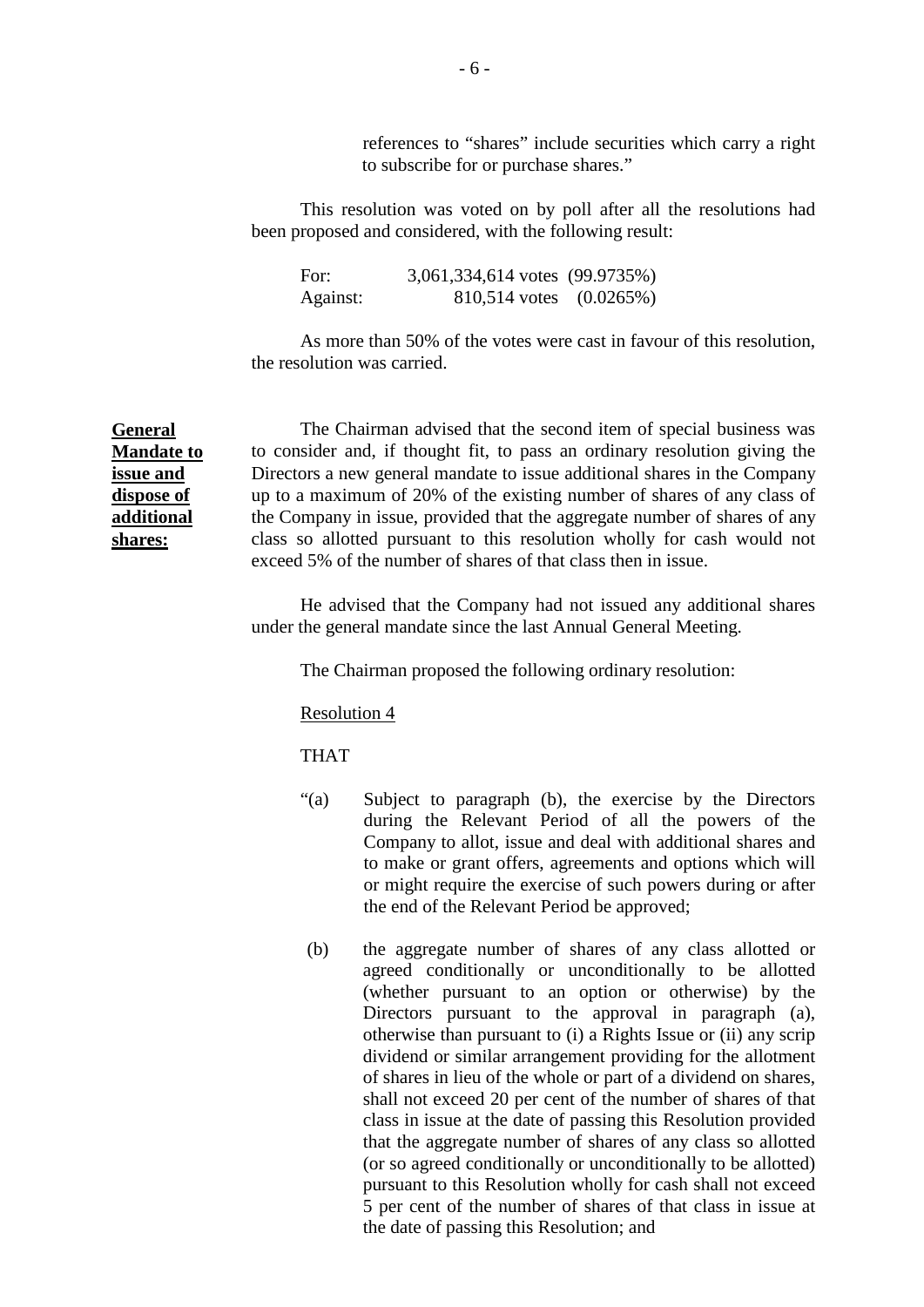references to "shares" include securities which carry a right to subscribe for or purchase shares."

This resolution was voted on by poll after all the resolutions had been proposed and considered, with the following result:

| | |
|---|---|
| For: | 3,061,334,614 votes (99.9735%) |
| Against: | 810,514 votes (0.0265%) |

As more than 50% of the votes were cast in favour of this resolution, the resolution was carried.

**General Mandate to issue and dispose of additional shares:**

The Chairman advised that the second item of special business was to consider and, if thought fit, to pass an ordinary resolution giving the Directors a new general mandate to issue additional shares in the Company up to a maximum of 20% of the existing number of shares of any class of the Company in issue, provided that the aggregate number of shares of any class so allotted pursuant to this resolution wholly for cash would not exceed 5% of the number of shares of that class then in issue.

He advised that the Company had not issued any additional shares under the general mandate since the last Annual General Meeting.

The Chairman proposed the following ordinary resolution:

Resolution 4

THAT

"(a) Subject to paragraph (b), the exercise by the Directors during the Relevant Period of all the powers of the Company to allot, issue and deal with additional shares and to make or grant offers, agreements and options which will or might require the exercise of such powers during or after the end of the Relevant Period be approved;

(b) the aggregate number of shares of any class allotted or agreed conditionally or unconditionally to be allotted (whether pursuant to an option or otherwise) by the Directors pursuant to the approval in paragraph (a), otherwise than pursuant to (i) a Rights Issue or (ii) any scrip dividend or similar arrangement providing for the allotment of shares in lieu of the whole or part of a dividend on shares, shall not exceed 20 per cent of the number of shares of that class in issue at the date of passing this Resolution provided that the aggregate number of shares of any class so allotted (or so agreed conditionally or unconditionally to be allotted) pursuant to this Resolution wholly for cash shall not exceed 5 per cent of the number of shares of that class in issue at the date of passing this Resolution; and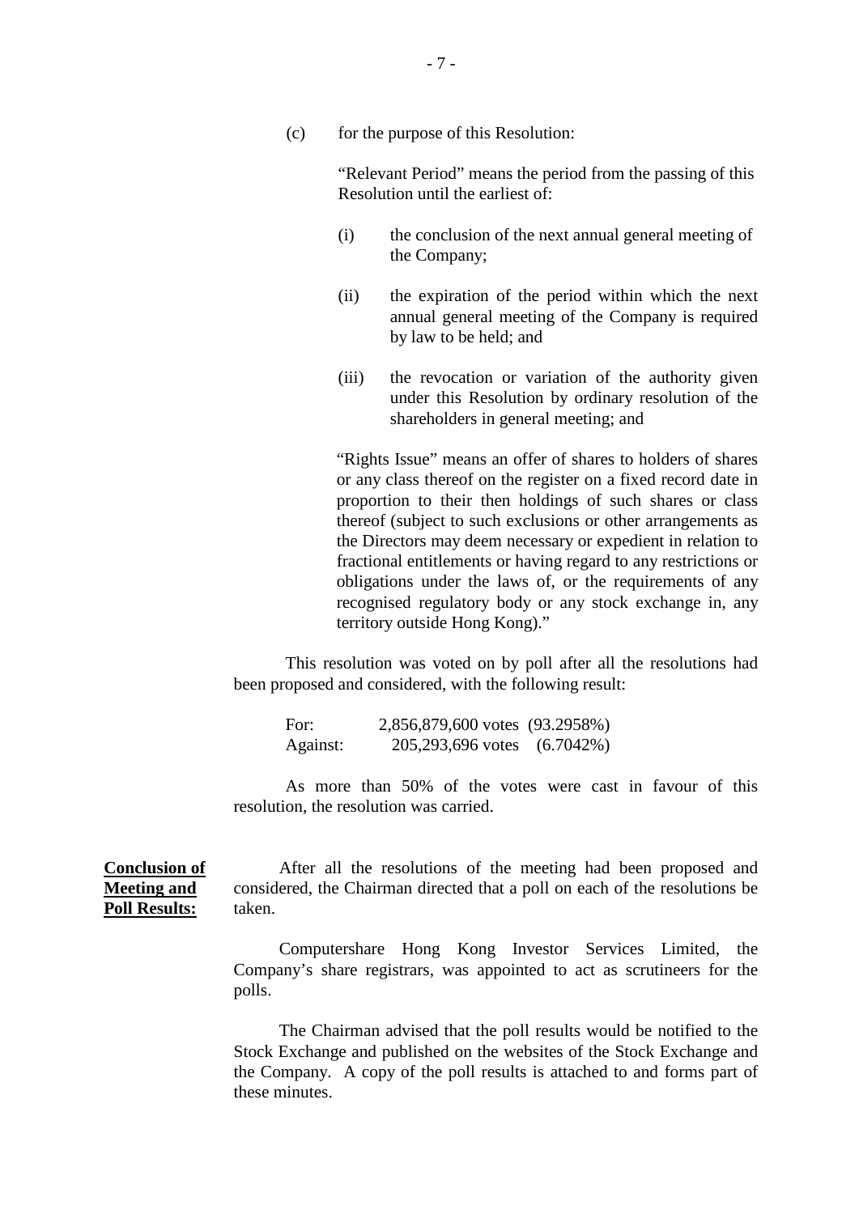(c) for the purpose of this Resolution:

"Relevant Period" means the period from the passing of this Resolution until the earliest of:

(i) the conclusion of the next annual general meeting of the Company;

(ii) the expiration of the period within which the next annual general meeting of the Company is required by law to be held; and

(iii) the revocation or variation of the authority given under this Resolution by ordinary resolution of the shareholders in general meeting; and

"Rights Issue" means an offer of shares to holders of shares or any class thereof on the register on a fixed record date in proportion to their then holdings of such shares or class thereof (subject to such exclusions or other arrangements as the Directors may deem necessary or expedient in relation to fractional entitlements or having regard to any restrictions or obligations under the laws of, or the requirements of any recognised regulatory body or any stock exchange in, any territory outside Hong Kong)."

This resolution was voted on by poll after all the resolutions had been proposed and considered, with the following result:

| | | |
|---|---|---|
| For: | 2,856,879,600 votes | (93.2958%) |
| Against: | 205,293,696 votes | (6.7042%) |

As more than 50% of the votes were cast in favour of this resolution, the resolution was carried.

**Conclusion of Meeting and Poll Results:**

After all the resolutions of the meeting had been proposed and considered, the Chairman directed that a poll on each of the resolutions be taken.

Computershare Hong Kong Investor Services Limited, the Company's share registrars, was appointed to act as scrutineers for the polls.

The Chairman advised that the poll results would be notified to the Stock Exchange and published on the websites of the Stock Exchange and the Company. A copy of the poll results is attached to and forms part of these minutes.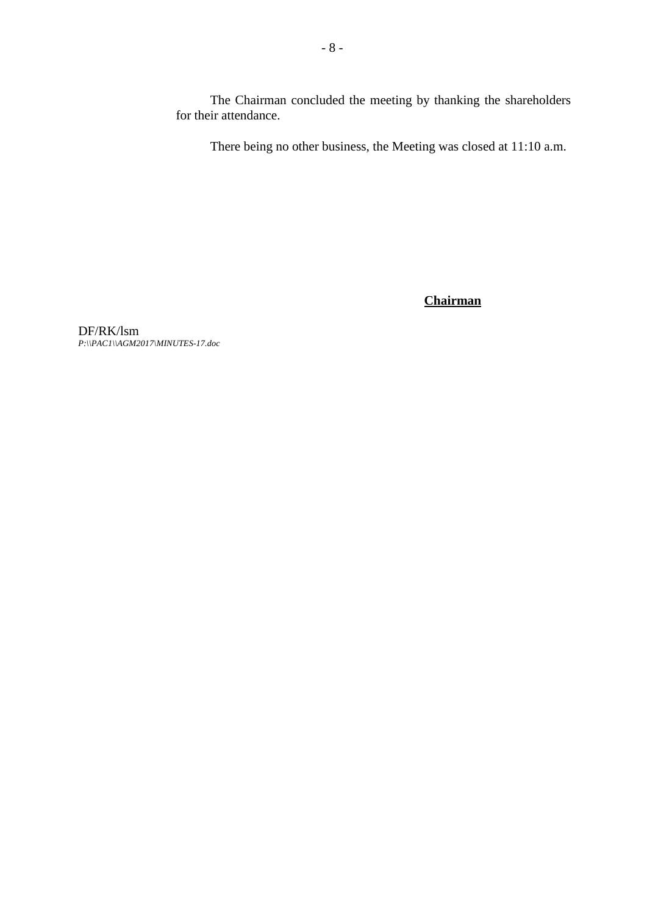The Chairman concluded the meeting by thanking the shareholders for their attendance.

There being no other business, the Meeting was closed at 11:10 a.m.

**Chairman**

DF/RK/lsm
*P:\\PAC1\\AGM2017\MINUTES-17.doc*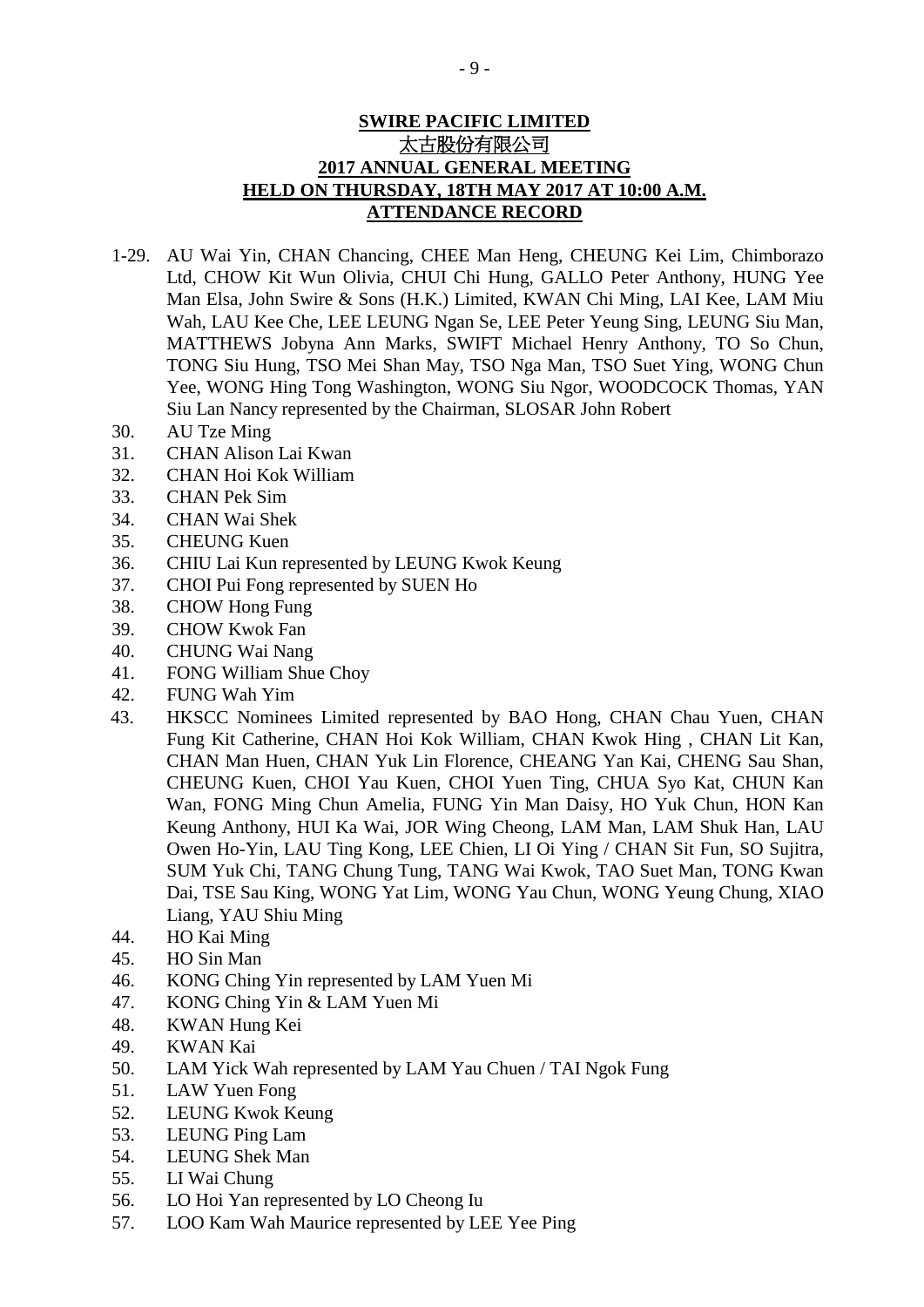**SWIRE PACIFIC LIMITED**
**太古股份有限公司**
**2017 ANNUAL GENERAL MEETING**
**HELD ON THURSDAY, 18TH MAY 2017 AT 10:00 A.M.**
**ATTENDANCE RECORD**

1-29. AU Wai Yin, CHAN Chancing, CHEE Man Heng, CHEUNG Kei Lim, Chimborazo Ltd, CHOW Kit Wun Olivia, CHUI Chi Hung, GALLO Peter Anthony, HUNG Yee Man Elsa, John Swire & Sons (H.K.) Limited, KWAN Chi Ming, LAI Kee, LAM Miu Wah, LAU Kee Che, LEE LEUNG Ngan Se, LEE Peter Yeung Sing, LEUNG Siu Man, MATTHEWS Jobyna Ann Marks, SWIFT Michael Henry Anthony, TO So Chun, TONG Siu Hung, TSO Mei Shan May, TSO Nga Man, TSO Suet Ying, WONG Chun Yee, WONG Hing Tong Washington, WONG Siu Ngor, WOODCOCK Thomas, YAN Siu Lan Nancy represented by the Chairman, SLOSAR John Robert

30. AU Tze Ming
31. CHAN Alison Lai Kwan
32. CHAN Hoi Kok William
33. CHAN Pek Sim
34. CHAN Wai Shek
35. CHEUNG Kuen
36. CHIU Lai Kun represented by LEUNG Kwok Keung
37. CHOI Pui Fong represented by SUEN Ho
38. CHOW Hong Fung
39. CHOW Kwok Fan
40. CHUNG Wai Nang
41. FONG William Shue Choy
42. FUNG Wah Yim
43. HKSCC Nominees Limited represented by BAO Hong, CHAN Chau Yuen, CHAN Fung Kit Catherine, CHAN Hoi Kok William, CHAN Kwok Hing , CHAN Lit Kan, CHAN Man Huen, CHAN Yuk Lin Florence, CHEANG Yan Kai, CHENG Sau Shan, CHEUNG Kuen, CHOI Yau Kuen, CHOI Yuen Ting, CHUA Syo Kat, CHUN Kan Wan, FONG Ming Chun Amelia, FUNG Yin Man Daisy, HO Yuk Chun, HON Kan Keung Anthony, HUI Ka Wai, JOR Wing Cheong, LAM Man, LAM Shuk Han, LAU Owen Ho-Yin, LAU Ting Kong, LEE Chien, LI Oi Ying / CHAN Sit Fun, SO Sujitra, SUM Yuk Chi, TANG Chung Tung, TANG Wai Kwok, TAO Suet Man, TONG Kwan Dai, TSE Sau King, WONG Yat Lim, WONG Yau Chun, WONG Yeung Chung, XIAO Liang, YAU Shiu Ming
44. HO Kai Ming
45. HO Sin Man
46. KONG Ching Yin represented by LAM Yuen Mi
47. KONG Ching Yin & LAM Yuen Mi
48. KWAN Hung Kei
49. KWAN Kai
50. LAM Yick Wah represented by LAM Yau Chuen / TAI Ngok Fung
51. LAW Yuen Fong
52. LEUNG Kwok Keung
53. LEUNG Ping Lam
54. LEUNG Shek Man
55. LI Wai Chung
56. LO Hoi Yan represented by LO Cheong Iu
57. LOO Kam Wah Maurice represented by LEE Yee Ping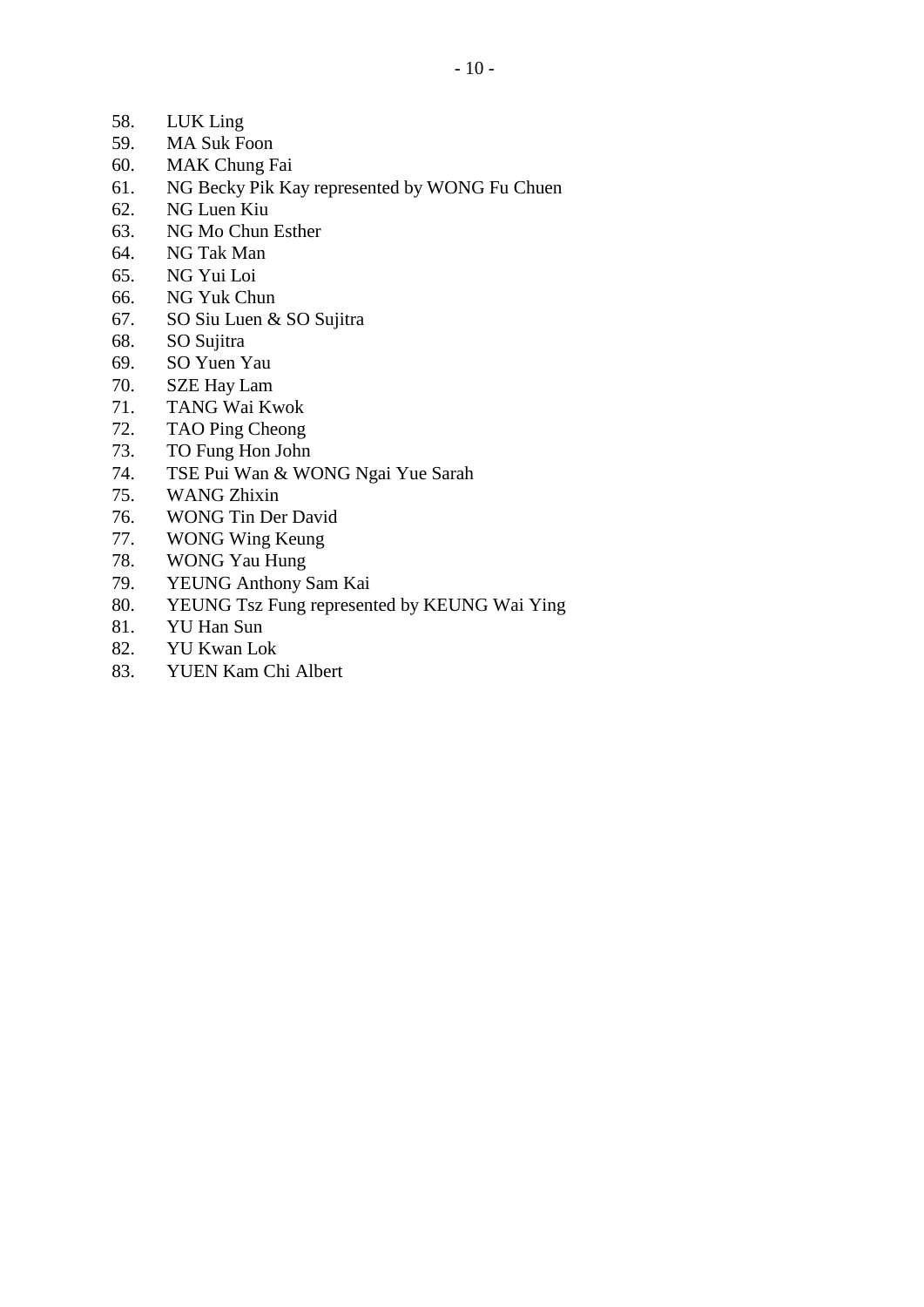58. LUK Ling
59. MA Suk Foon
60. MAK Chung Fai
61. NG Becky Pik Kay represented by WONG Fu Chuen
62. NG Luen Kiu
63. NG Mo Chun Esther
64. NG Tak Man
65. NG Yui Loi
66. NG Yuk Chun
67. SO Siu Luen & SO Sujitra
68. SO Sujitra
69. SO Yuen Yau
70. SZE Hay Lam
71. TANG Wai Kwok
72. TAO Ping Cheong
73. TO Fung Hon John
74. TSE Pui Wan & WONG Ngai Yue Sarah
75. WANG Zhixin
76. WONG Tin Der David
77. WONG Wing Keung
78. WONG Yau Hung
79. YEUNG Anthony Sam Kai
80. YEUNG Tsz Fung represented by KEUNG Wai Ying
81. YU Han Sun
82. YU Kwan Lok
83. YUEN Kam Chi Albert